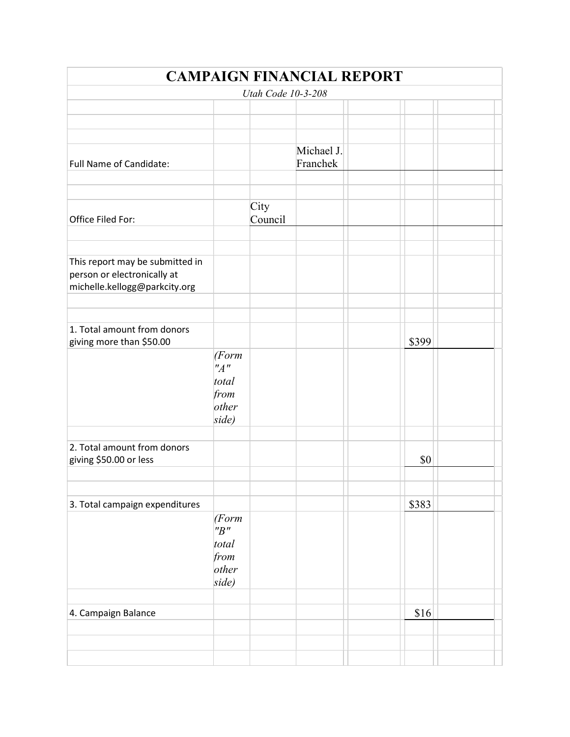# CAMPAIGN FINANCIAL REPORT

*Utah Code 10-3-208*

Full Name of Candidate: Michael J. Franchek

Office Filed For: City Council

This report may be submitted in person or electronically at michelle.kellogg@parkcity.org

| | | |
|---|---|---|
| 1. Total amount from donors giving more than $50.00 | *(Form "A" total from other side)* | $399 |
| 2. Total amount from donors giving $50.00 or less | | $0 |
| 3. Total campaign expenditures | *(Form "B" total from other side)* | $383 |
| 4. Campaign Balance | | $16 |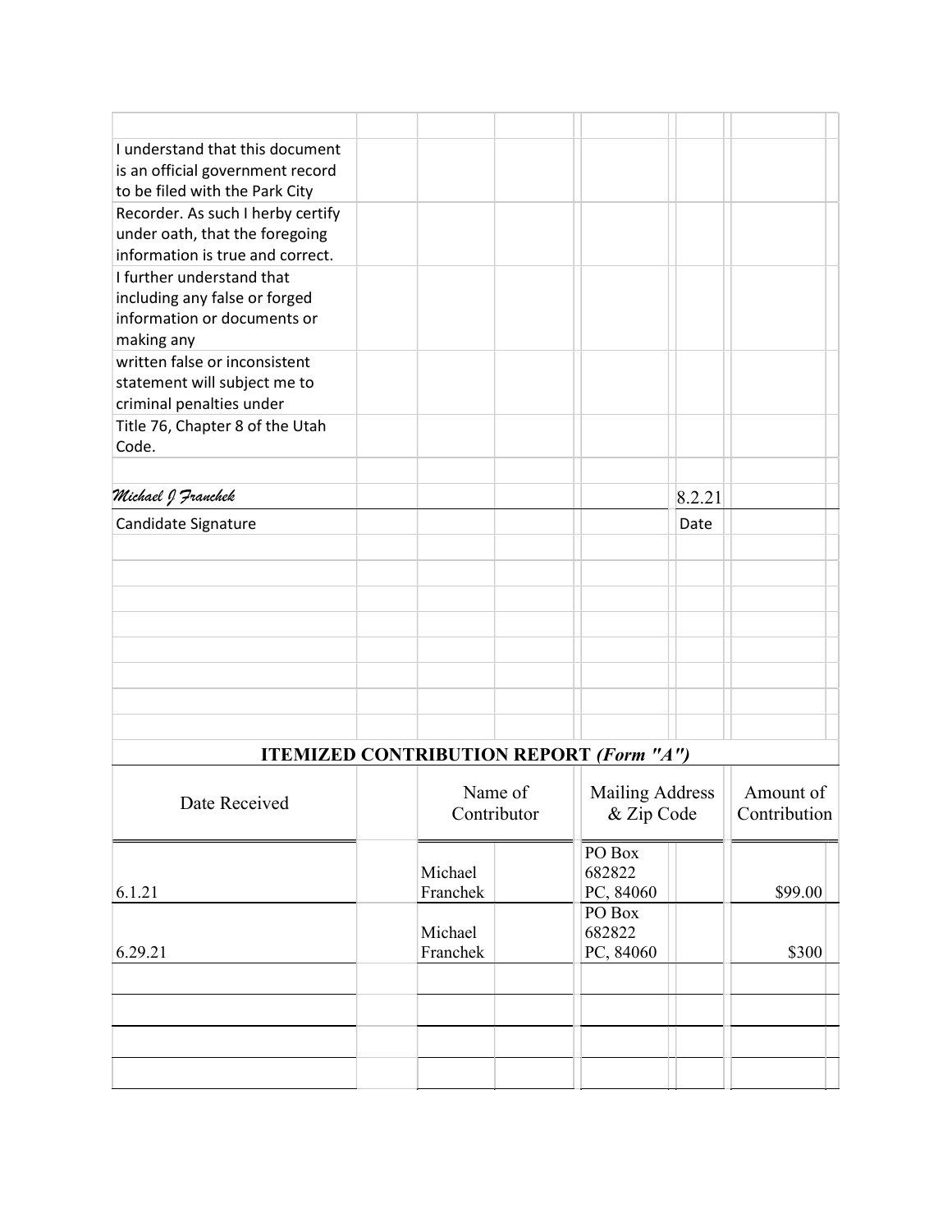I understand that this document is an official government record to be filed with the Park City Recorder. As such I herby certify under oath, that the foregoing information is true and correct.
I further understand that including any false or forged information or documents or making any
written false or inconsistent statement will subject me to criminal penalties under
Title 76, Chapter 8 of the Utah Code.

*Michael J Franchek* — 8.2.21

Candidate Signature — Date

## ITEMIZED CONTRIBUTION REPORT *(Form "A")*

| Date Received | Name of Contributor | Mailing Address & Zip Code | Amount of Contribution |
|---|---|---|---|
| 6.1.21 | Michael Franchek | PO Box 682822 PC, 84060 | $99.00 |
| 6.29.21 | Michael Franchek | PO Box 682822 PC, 84060 | $300 |
| | | | |
| | | | |
| | | | |
| | | | |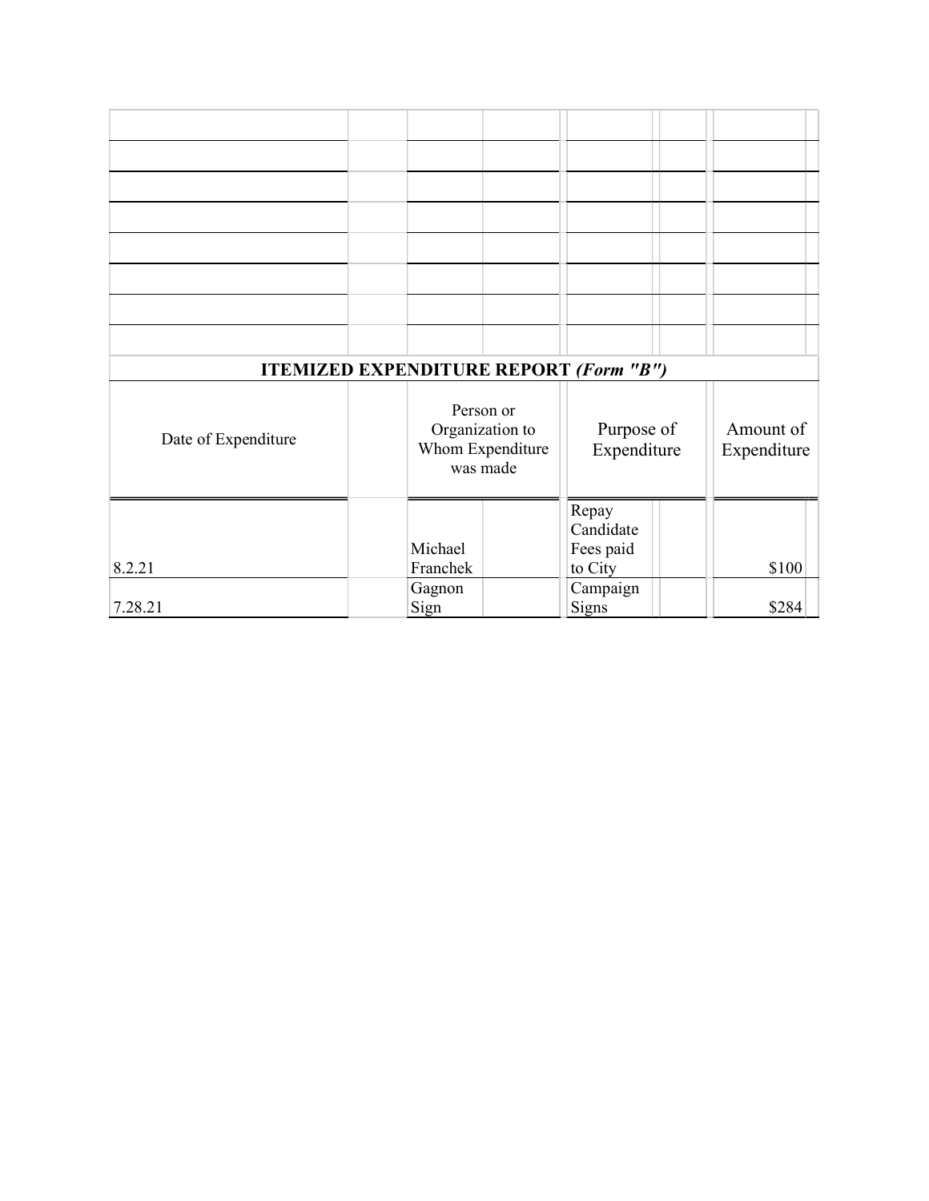## ITEMIZED EXPENDITURE REPORT *(Form "B")*

| Date of Expenditure | Person or Organization to Whom Expenditure was made | Purpose of Expenditure | Amount of Expenditure |
|---|---|---|---|
| 8.2.21 | Michael Franchek | Repay Candidate Fees paid to City | $100 |
| 7.28.21 | Gagnon Sign | Campaign Signs | $284 |